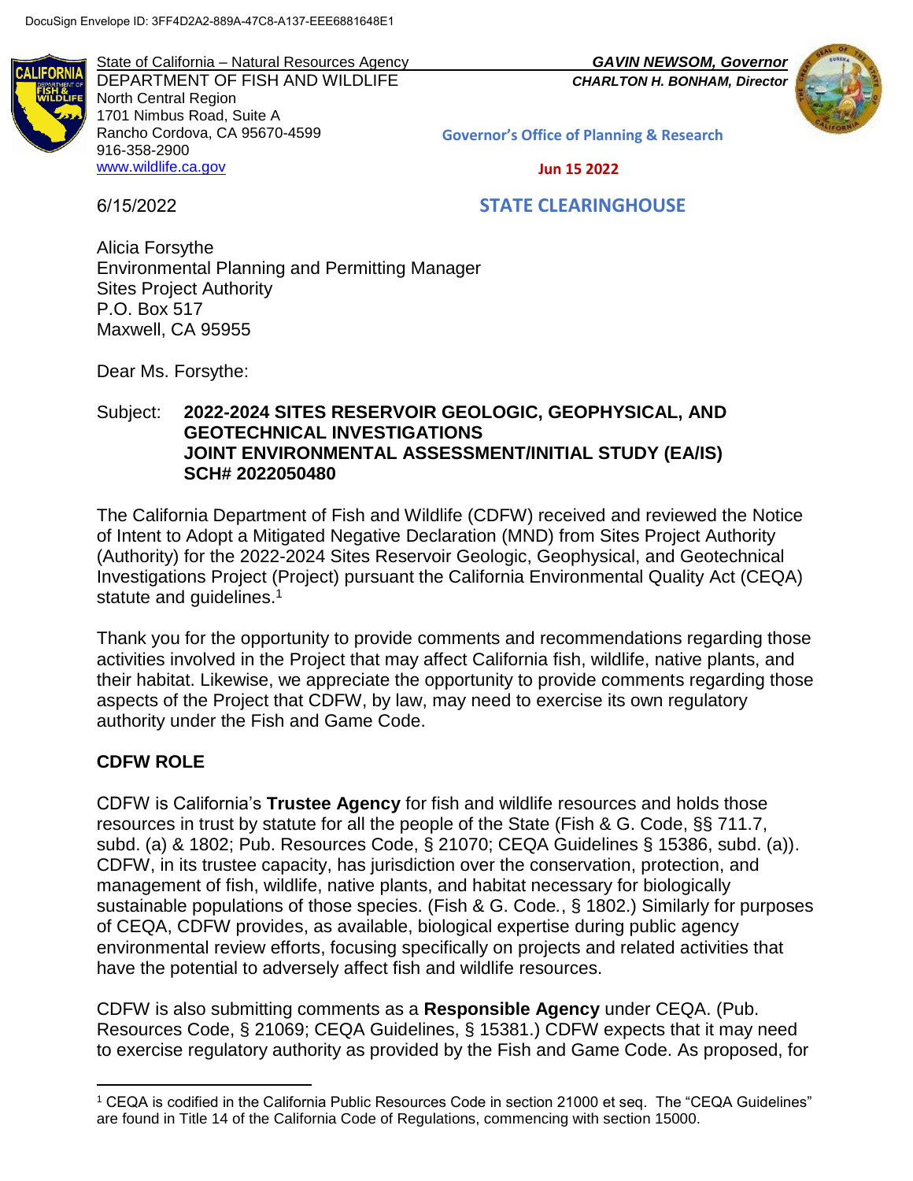DocuSign Envelope ID: 3FF4D2A2-889A-47C8-A137-EEE6881648E1

State of California – Natural Resources Agency
DEPARTMENT OF FISH AND WILDLIFE
North Central Region
1701 Nimbus Road, Suite A
Rancho Cordova, CA 95670-4599
916-358-2900
www.wildlife.ca.gov

*GAVIN NEWSOM, Governor*
*CHARLTON H. BONHAM, Director*

**Governor's Office of Planning & Research**

**Jun 15 2022**

**STATE CLEARINGHOUSE**

6/15/2022

Alicia Forsythe
Environmental Planning and Permitting Manager
Sites Project Authority
P.O. Box 517
Maxwell, CA 95955

Dear Ms. Forsythe:

Subject: **2022-2024 SITES RESERVOIR GEOLOGIC, GEOPHYSICAL, AND GEOTECHNICAL INVESTIGATIONS JOINT ENVIRONMENTAL ASSESSMENT/INITIAL STUDY (EA/IS) SCH# 2022050480**

The California Department of Fish and Wildlife (CDFW) received and reviewed the Notice of Intent to Adopt a Mitigated Negative Declaration (MND) from Sites Project Authority (Authority) for the 2022-2024 Sites Reservoir Geologic, Geophysical, and Geotechnical Investigations Project (Project) pursuant the California Environmental Quality Act (CEQA) statute and guidelines.[1]

Thank you for the opportunity to provide comments and recommendations regarding those activities involved in the Project that may affect California fish, wildlife, native plants, and their habitat. Likewise, we appreciate the opportunity to provide comments regarding those aspects of the Project that CDFW, by law, may need to exercise its own regulatory authority under the Fish and Game Code.

## CDFW ROLE

CDFW is California's **Trustee Agency** for fish and wildlife resources and holds those resources in trust by statute for all the people of the State (Fish & G. Code, §§ 711.7, subd. (a) & 1802; Pub. Resources Code, § 21070; CEQA Guidelines § 15386, subd. (a)). CDFW, in its trustee capacity, has jurisdiction over the conservation, protection, and management of fish, wildlife, native plants, and habitat necessary for biologically sustainable populations of those species. (Fish & G. Code., § 1802.) Similarly for purposes of CEQA, CDFW provides, as available, biological expertise during public agency environmental review efforts, focusing specifically on projects and related activities that have the potential to adversely affect fish and wildlife resources.

CDFW is also submitting comments as a **Responsible Agency** under CEQA. (Pub. Resources Code, § 21069; CEQA Guidelines, § 15381.) CDFW expects that it may need to exercise regulatory authority as provided by the Fish and Game Code. As proposed, for

[1] CEQA is codified in the California Public Resources Code in section 21000 et seq. The "CEQA Guidelines" are found in Title 14 of the California Code of Regulations, commencing with section 15000.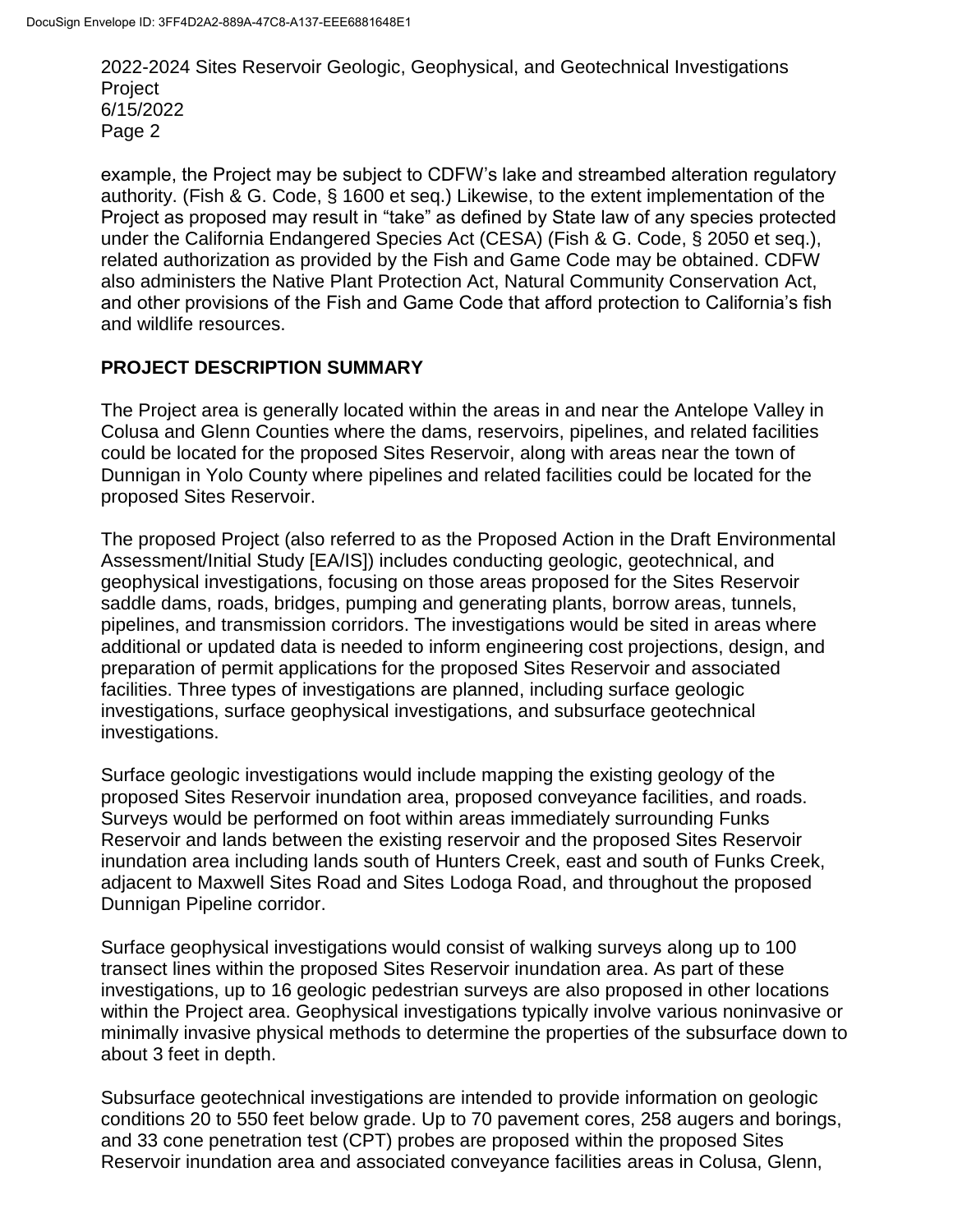example, the Project may be subject to CDFW's lake and streambed alteration regulatory authority. (Fish & G. Code, § 1600 et seq.) Likewise, to the extent implementation of the Project as proposed may result in "take" as defined by State law of any species protected under the California Endangered Species Act (CESA) (Fish & G. Code, § 2050 et seq.), related authorization as provided by the Fish and Game Code may be obtained. CDFW also administers the Native Plant Protection Act, Natural Community Conservation Act, and other provisions of the Fish and Game Code that afford protection to California's fish and wildlife resources.

## PROJECT DESCRIPTION SUMMARY

The Project area is generally located within the areas in and near the Antelope Valley in Colusa and Glenn Counties where the dams, reservoirs, pipelines, and related facilities could be located for the proposed Sites Reservoir, along with areas near the town of Dunnigan in Yolo County where pipelines and related facilities could be located for the proposed Sites Reservoir.

The proposed Project (also referred to as the Proposed Action in the Draft Environmental Assessment/Initial Study [EA/IS]) includes conducting geologic, geotechnical, and geophysical investigations, focusing on those areas proposed for the Sites Reservoir saddle dams, roads, bridges, pumping and generating plants, borrow areas, tunnels, pipelines, and transmission corridors. The investigations would be sited in areas where additional or updated data is needed to inform engineering cost projections, design, and preparation of permit applications for the proposed Sites Reservoir and associated facilities. Three types of investigations are planned, including surface geologic investigations, surface geophysical investigations, and subsurface geotechnical investigations.

Surface geologic investigations would include mapping the existing geology of the proposed Sites Reservoir inundation area, proposed conveyance facilities, and roads. Surveys would be performed on foot within areas immediately surrounding Funks Reservoir and lands between the existing reservoir and the proposed Sites Reservoir inundation area including lands south of Hunters Creek, east and south of Funks Creek, adjacent to Maxwell Sites Road and Sites Lodoga Road, and throughout the proposed Dunnigan Pipeline corridor.

Surface geophysical investigations would consist of walking surveys along up to 100 transect lines within the proposed Sites Reservoir inundation area. As part of these investigations, up to 16 geologic pedestrian surveys are also proposed in other locations within the Project area. Geophysical investigations typically involve various noninvasive or minimally invasive physical methods to determine the properties of the subsurface down to about 3 feet in depth.

Subsurface geotechnical investigations are intended to provide information on geologic conditions 20 to 550 feet below grade. Up to 70 pavement cores, 258 augers and borings, and 33 cone penetration test (CPT) probes are proposed within the proposed Sites Reservoir inundation area and associated conveyance facilities areas in Colusa, Glenn,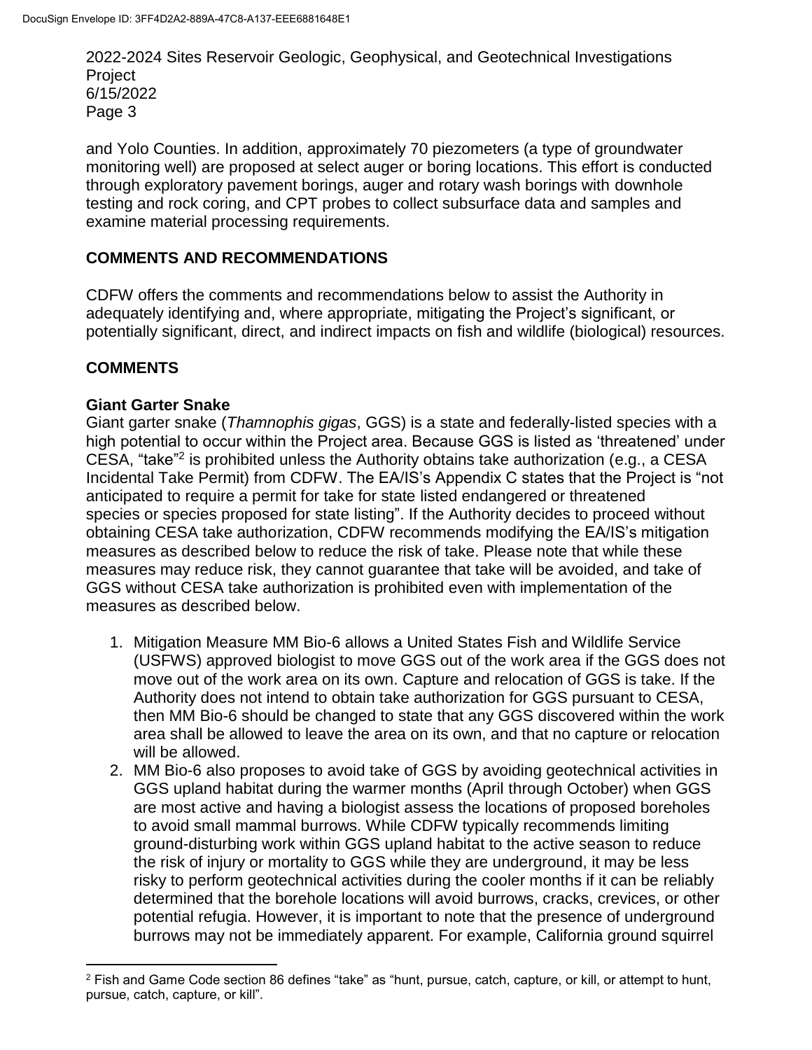and Yolo Counties. In addition, approximately 70 piezometers (a type of groundwater monitoring well) are proposed at select auger or boring locations. This effort is conducted through exploratory pavement borings, auger and rotary wash borings with downhole testing and rock coring, and CPT probes to collect subsurface data and samples and examine material processing requirements.

## COMMENTS AND RECOMMENDATIONS

CDFW offers the comments and recommendations below to assist the Authority in adequately identifying and, where appropriate, mitigating the Project's significant, or potentially significant, direct, and indirect impacts on fish and wildlife (biological) resources.

## COMMENTS

### Giant Garter Snake

Giant garter snake (*Thamnophis gigas*, GGS) is a state and federally-listed species with a high potential to occur within the Project area. Because GGS is listed as 'threatened' under CESA, "take"[2] is prohibited unless the Authority obtains take authorization (e.g., a CESA Incidental Take Permit) from CDFW. The EA/IS's Appendix C states that the Project is "not anticipated to require a permit for take for state listed endangered or threatened species or species proposed for state listing". If the Authority decides to proceed without obtaining CESA take authorization, CDFW recommends modifying the EA/IS's mitigation measures as described below to reduce the risk of take. Please note that while these measures may reduce risk, they cannot guarantee that take will be avoided, and take of GGS without CESA take authorization is prohibited even with implementation of the measures as described below.

1. Mitigation Measure MM Bio-6 allows a United States Fish and Wildlife Service (USFWS) approved biologist to move GGS out of the work area if the GGS does not move out of the work area on its own. Capture and relocation of GGS is take. If the Authority does not intend to obtain take authorization for GGS pursuant to CESA, then MM Bio-6 should be changed to state that any GGS discovered within the work area shall be allowed to leave the area on its own, and that no capture or relocation will be allowed.
2. MM Bio-6 also proposes to avoid take of GGS by avoiding geotechnical activities in GGS upland habitat during the warmer months (April through October) when GGS are most active and having a biologist assess the locations of proposed boreholes to avoid small mammal burrows. While CDFW typically recommends limiting ground-disturbing work within GGS upland habitat to the active season to reduce the risk of injury or mortality to GGS while they are underground, it may be less risky to perform geotechnical activities during the cooler months if it can be reliably determined that the borehole locations will avoid burrows, cracks, crevices, or other potential refugia. However, it is important to note that the presence of underground burrows may not be immediately apparent. For example, California ground squirrel

[2] Fish and Game Code section 86 defines "take" as "hunt, pursue, catch, capture, or kill, or attempt to hunt, pursue, catch, capture, or kill".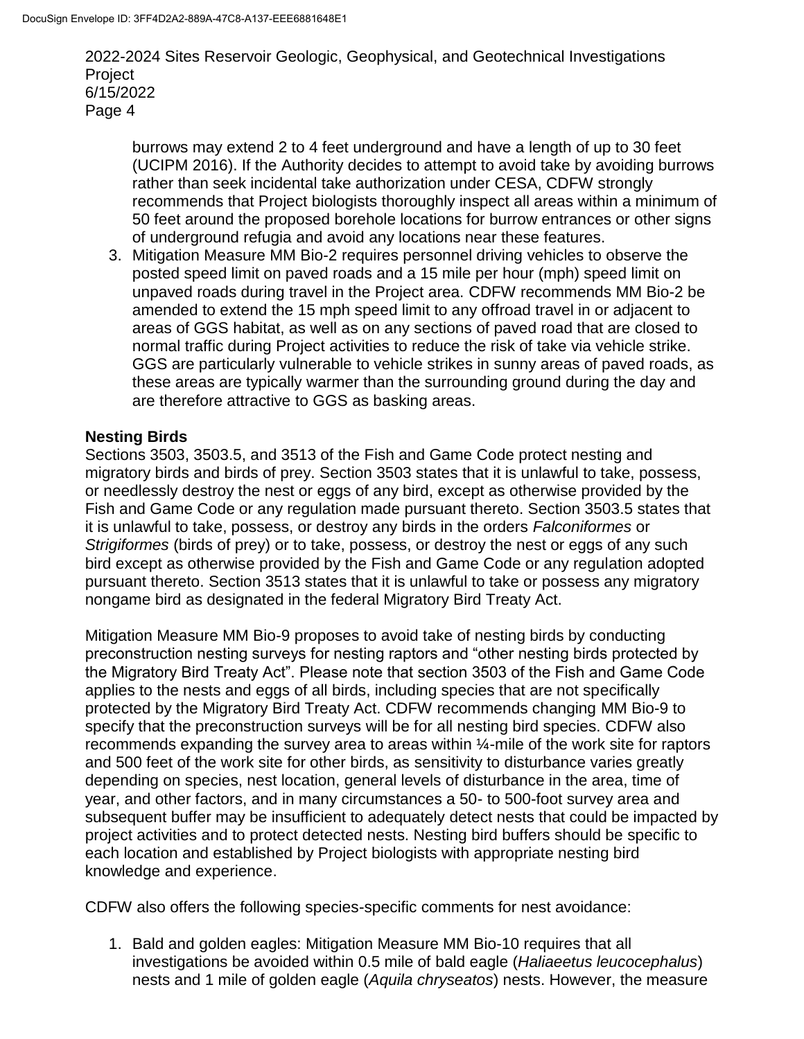burrows may extend 2 to 4 feet underground and have a length of up to 30 feet (UCIPM 2016). If the Authority decides to attempt to avoid take by avoiding burrows rather than seek incidental take authorization under CESA, CDFW strongly recommends that Project biologists thoroughly inspect all areas within a minimum of 50 feet around the proposed borehole locations for burrow entrances or other signs of underground refugia and avoid any locations near these features.

3. Mitigation Measure MM Bio-2 requires personnel driving vehicles to observe the posted speed limit on paved roads and a 15 mile per hour (mph) speed limit on unpaved roads during travel in the Project area. CDFW recommends MM Bio-2 be amended to extend the 15 mph speed limit to any offroad travel in or adjacent to areas of GGS habitat, as well as on any sections of paved road that are closed to normal traffic during Project activities to reduce the risk of take via vehicle strike. GGS are particularly vulnerable to vehicle strikes in sunny areas of paved roads, as these areas are typically warmer than the surrounding ground during the day and are therefore attractive to GGS as basking areas.

**Nesting Birds**

Sections 3503, 3503.5, and 3513 of the Fish and Game Code protect nesting and migratory birds and birds of prey. Section 3503 states that it is unlawful to take, possess, or needlessly destroy the nest or eggs of any bird, except as otherwise provided by the Fish and Game Code or any regulation made pursuant thereto. Section 3503.5 states that it is unlawful to take, possess, or destroy any birds in the orders *Falconiformes* or *Strigiformes* (birds of prey) or to take, possess, or destroy the nest or eggs of any such bird except as otherwise provided by the Fish and Game Code or any regulation adopted pursuant thereto. Section 3513 states that it is unlawful to take or possess any migratory nongame bird as designated in the federal Migratory Bird Treaty Act.

Mitigation Measure MM Bio-9 proposes to avoid take of nesting birds by conducting preconstruction nesting surveys for nesting raptors and "other nesting birds protected by the Migratory Bird Treaty Act". Please note that section 3503 of the Fish and Game Code applies to the nests and eggs of all birds, including species that are not specifically protected by the Migratory Bird Treaty Act. CDFW recommends changing MM Bio-9 to specify that the preconstruction surveys will be for all nesting bird species. CDFW also recommends expanding the survey area to areas within ¼-mile of the work site for raptors and 500 feet of the work site for other birds, as sensitivity to disturbance varies greatly depending on species, nest location, general levels of disturbance in the area, time of year, and other factors, and in many circumstances a 50- to 500-foot survey area and subsequent buffer may be insufficient to adequately detect nests that could be impacted by project activities and to protect detected nests. Nesting bird buffers should be specific to each location and established by Project biologists with appropriate nesting bird knowledge and experience.

CDFW also offers the following species-specific comments for nest avoidance:

1. Bald and golden eagles: Mitigation Measure MM Bio-10 requires that all investigations be avoided within 0.5 mile of bald eagle (*Haliaeetus leucocephalus*) nests and 1 mile of golden eagle (*Aquila chryseatos*) nests. However, the measure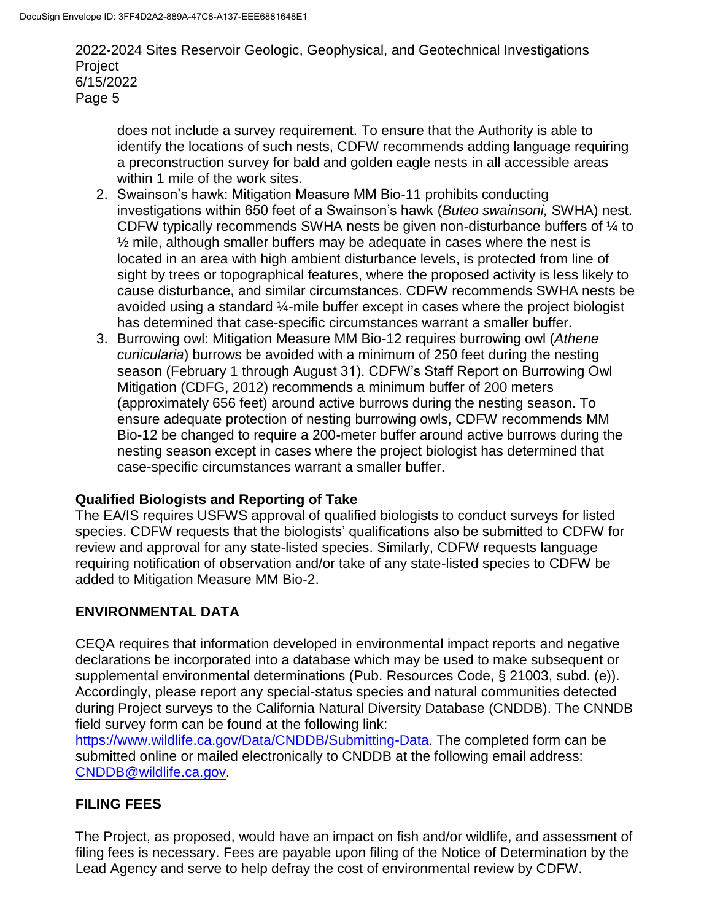does not include a survey requirement. To ensure that the Authority is able to identify the locations of such nests, CDFW recommends adding language requiring a preconstruction survey for bald and golden eagle nests in all accessible areas within 1 mile of the work sites.

2. Swainson's hawk: Mitigation Measure MM Bio-11 prohibits conducting investigations within 650 feet of a Swainson's hawk (*Buteo swainsoni,* SWHA) nest. CDFW typically recommends SWHA nests be given non-disturbance buffers of ¼ to ½ mile, although smaller buffers may be adequate in cases where the nest is located in an area with high ambient disturbance levels, is protected from line of sight by trees or topographical features, where the proposed activity is less likely to cause disturbance, and similar circumstances. CDFW recommends SWHA nests be avoided using a standard ¼-mile buffer except in cases where the project biologist has determined that case-specific circumstances warrant a smaller buffer.
3. Burrowing owl: Mitigation Measure MM Bio-12 requires burrowing owl (*Athene cunicularia*) burrows be avoided with a minimum of 250 feet during the nesting season (February 1 through August 31). CDFW's Staff Report on Burrowing Owl Mitigation (CDFG, 2012) recommends a minimum buffer of 200 meters (approximately 656 feet) around active burrows during the nesting season. To ensure adequate protection of nesting burrowing owls, CDFW recommends MM Bio-12 be changed to require a 200-meter buffer around active burrows during the nesting season except in cases where the project biologist has determined that case-specific circumstances warrant a smaller buffer.

**Qualified Biologists and Reporting of Take**

The EA/IS requires USFWS approval of qualified biologists to conduct surveys for listed species. CDFW requests that the biologists' qualifications also be submitted to CDFW for review and approval for any state-listed species. Similarly, CDFW requests language requiring notification of observation and/or take of any state-listed species to CDFW be added to Mitigation Measure MM Bio-2.

## ENVIRONMENTAL DATA

CEQA requires that information developed in environmental impact reports and negative declarations be incorporated into a database which may be used to make subsequent or supplemental environmental determinations (Pub. Resources Code, § 21003, subd. (e)). Accordingly, please report any special-status species and natural communities detected during Project surveys to the California Natural Diversity Database (CNDDB). The CNNDB field survey form can be found at the following link: https://www.wildlife.ca.gov/Data/CNDDB/Submitting-Data. The completed form can be submitted online or mailed electronically to CNDDB at the following email address: CNDDB@wildlife.ca.gov.

## FILING FEES

The Project, as proposed, would have an impact on fish and/or wildlife, and assessment of filing fees is necessary. Fees are payable upon filing of the Notice of Determination by the Lead Agency and serve to help defray the cost of environmental review by CDFW.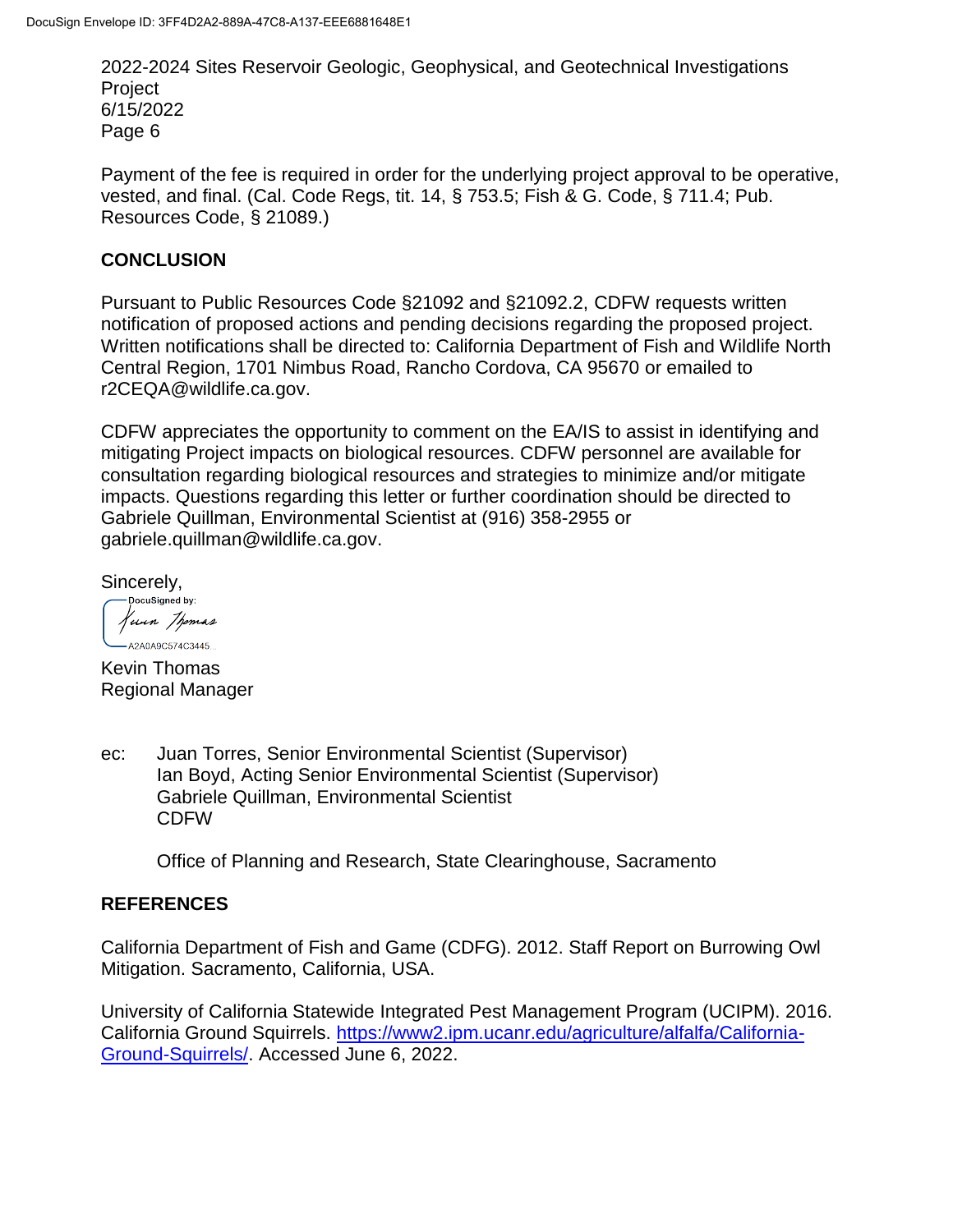Payment of the fee is required in order for the underlying project approval to be operative, vested, and final. (Cal. Code Regs, tit. 14, § 753.5; Fish & G. Code, § 711.4; Pub. Resources Code, § 21089.)

## CONCLUSION

Pursuant to Public Resources Code §21092 and §21092.2, CDFW requests written notification of proposed actions and pending decisions regarding the proposed project. Written notifications shall be directed to: California Department of Fish and Wildlife North Central Region, 1701 Nimbus Road, Rancho Cordova, CA 95670 or emailed to r2CEQA@wildlife.ca.gov.

CDFW appreciates the opportunity to comment on the EA/IS to assist in identifying and mitigating Project impacts on biological resources. CDFW personnel are available for consultation regarding biological resources and strategies to minimize and/or mitigate impacts. Questions regarding this letter or further coordination should be directed to Gabriele Quillman, Environmental Scientist at (916) 358-2955 or gabriele.quillman@wildlife.ca.gov.

Sincerely,

DocuSigned by:
Kevin Thomas
A2A0A9C574C3445...

Kevin Thomas
Regional Manager

ec: Juan Torres, Senior Environmental Scientist (Supervisor)
Ian Boyd, Acting Senior Environmental Scientist (Supervisor)
Gabriele Quillman, Environmental Scientist
CDFW

Office of Planning and Research, State Clearinghouse, Sacramento

## REFERENCES

California Department of Fish and Game (CDFG). 2012. Staff Report on Burrowing Owl Mitigation. Sacramento, California, USA.

University of California Statewide Integrated Pest Management Program (UCIPM). 2016. California Ground Squirrels. https://www2.ipm.ucanr.edu/agriculture/alfalfa/California-Ground-Squirrels/. Accessed June 6, 2022.